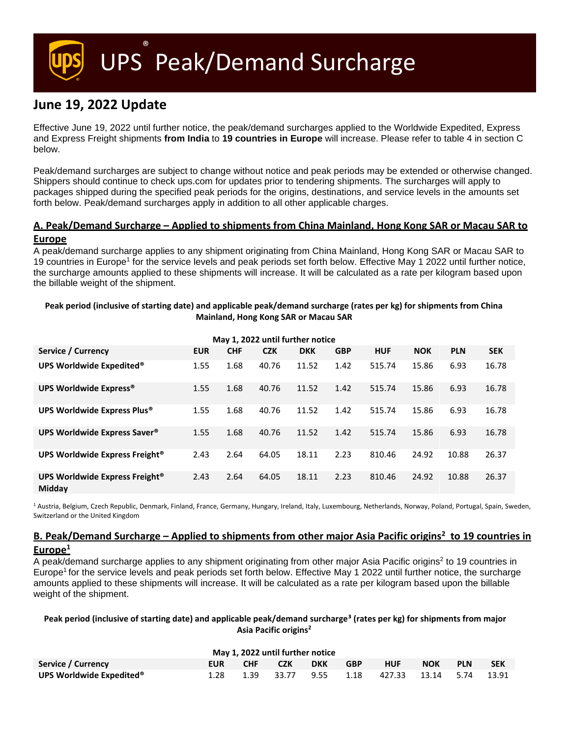# UPS® Peak/Demand Surcharge

## June 19, 2022 Update

Effective June 19, 2022 until further notice, the peak/demand surcharges applied to the Worldwide Expedited, Express and Express Freight shipments **from India** to **19 countries in Europe** will increase. Please refer to table 4 in section C below.

Peak/demand surcharges are subject to change without notice and peak periods may be extended or otherwise changed. Shippers should continue to check ups.com for updates prior to tendering shipments. The surcharges will apply to packages shipped during the specified peak periods for the origins, destinations, and service levels in the amounts set forth below. Peak/demand surcharges apply in addition to all other applicable charges.

### A. Peak/Demand Surcharge – Applied to shipments from China Mainland, Hong Kong SAR or Macau SAR to Europe

A peak/demand surcharge applies to any shipment originating from China Mainland, Hong Kong SAR or Macau SAR to 19 countries in Europe[1] for the service levels and peak periods set forth below. Effective May 1 2022 until further notice, the surcharge amounts applied to these shipments will increase. It will be calculated as a rate per kilogram based upon the billable weight of the shipment.

**Peak period (inclusive of starting date) and applicable peak/demand surcharge (rates per kg) for shipments from China Mainland, Hong Kong SAR or Macau SAR**

| | May 1, 2022 until further notice | | | | | | | | |
|---|---|---|---|---|---|---|---|---|---|
| **Service / Currency** | **EUR** | **CHF** | **CZK** | **DKK** | **GBP** | **HUF** | **NOK** | **PLN** | **SEK** |
| **UPS Worldwide Expedited®** | 1.55 | 1.68 | 40.76 | 11.52 | 1.42 | 515.74 | 15.86 | 6.93 | 16.78 |
| **UPS Worldwide Express®** | 1.55 | 1.68 | 40.76 | 11.52 | 1.42 | 515.74 | 15.86 | 6.93 | 16.78 |
| **UPS Worldwide Express Plus®** | 1.55 | 1.68 | 40.76 | 11.52 | 1.42 | 515.74 | 15.86 | 6.93 | 16.78 |
| **UPS Worldwide Express Saver®** | 1.55 | 1.68 | 40.76 | 11.52 | 1.42 | 515.74 | 15.86 | 6.93 | 16.78 |
| **UPS Worldwide Express Freight®** | 2.43 | 2.64 | 64.05 | 18.11 | 2.23 | 810.46 | 24.92 | 10.88 | 26.37 |
| **UPS Worldwide Express Freight® Midday** | 2.43 | 2.64 | 64.05 | 18.11 | 2.23 | 810.46 | 24.92 | 10.88 | 26.37 |

[1] Austria, Belgium, Czech Republic, Denmark, Finland, France, Germany, Hungary, Ireland, Italy, Luxembourg, Netherlands, Norway, Poland, Portugal, Spain, Sweden, Switzerland or the United Kingdom

### B. Peak/Demand Surcharge – Applied to shipments from other major Asia Pacific origins[2] to 19 countries in Europe[1]

A peak/demand surcharge applies to any shipment originating from other major Asia Pacific origins[2] to 19 countries in Europe[1] for the service levels and peak periods set forth below. Effective May 1 2022 until further notice, the surcharge amounts applied to these shipments will increase. It will be calculated as a rate per kilogram based upon the billable weight of the shipment.

**Peak period (inclusive of starting date) and applicable peak/demand surcharge[3] (rates per kg) for shipments from major Asia Pacific origins[2]**

| | May 1, 2022 until further notice | | | | | | | | |
|---|---|---|---|---|---|---|---|---|---|
| **Service / Currency** | **EUR** | **CHF** | **CZK** | **DKK** | **GBP** | **HUF** | **NOK** | **PLN** | **SEK** |
| **UPS Worldwide Expedited®** | 1.28 | 1.39 | 33.77 | 9.55 | 1.18 | 427.33 | 13.14 | 5.74 | 13.91 |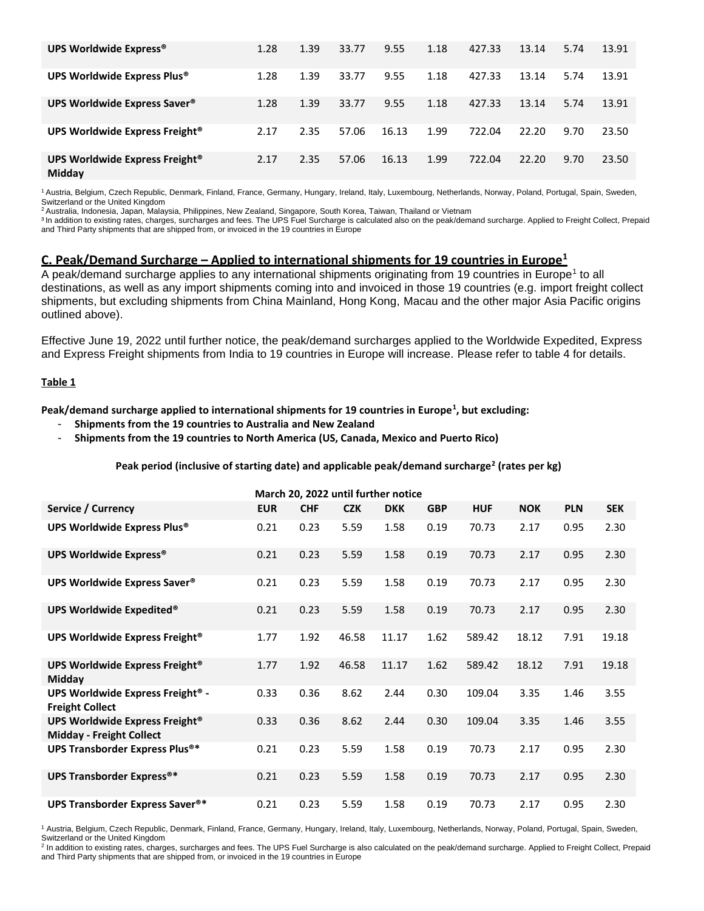| | | | | | | | | | |
|---|---|---|---|---|---|---|---|---|---|
| **UPS Worldwide Express®** | 1.28 | 1.39 | 33.77 | 9.55 | 1.18 | 427.33 | 13.14 | 5.74 | 13.91 |
| **UPS Worldwide Express Plus®** | 1.28 | 1.39 | 33.77 | 9.55 | 1.18 | 427.33 | 13.14 | 5.74 | 13.91 |
| **UPS Worldwide Express Saver®** | 1.28 | 1.39 | 33.77 | 9.55 | 1.18 | 427.33 | 13.14 | 5.74 | 13.91 |
| **UPS Worldwide Express Freight®** | 2.17 | 2.35 | 57.06 | 16.13 | 1.99 | 722.04 | 22.20 | 9.70 | 23.50 |
| **UPS Worldwide Express Freight® Midday** | 2.17 | 2.35 | 57.06 | 16.13 | 1.99 | 722.04 | 22.20 | 9.70 | 23.50 |

[1] Austria, Belgium, Czech Republic, Denmark, Finland, France, Germany, Hungary, Ireland, Italy, Luxembourg, Netherlands, Norway, Poland, Portugal, Spain, Sweden, Switzerland or the United Kingdom
[2] Australia, Indonesia, Japan, Malaysia, Philippines, New Zealand, Singapore, South Korea, Taiwan, Thailand or Vietnam
[3] In addition to existing rates, charges, surcharges and fees. The UPS Fuel Surcharge is calculated also on the peak/demand surcharge. Applied to Freight Collect, Prepaid and Third Party shipments that are shipped from, or invoiced in the 19 countries in Europe

## C. Peak/Demand Surcharge – Applied to international shipments for 19 countries in Europe[1]

A peak/demand surcharge applies to any international shipments originating from 19 countries in Europe[1] to all destinations, as well as any import shipments coming into and invoiced in those 19 countries (e.g. import freight collect shipments, but excluding shipments from China Mainland, Hong Kong, Macau and the other major Asia Pacific origins outlined above).

Effective June 19, 2022 until further notice, the peak/demand surcharges applied to the Worldwide Expedited, Express and Express Freight shipments from India to 19 countries in Europe will increase. Please refer to table 4 for details.

**Table 1**

**Peak/demand surcharge applied to international shipments for 19 countries in Europe[1], but excluding:**

- **Shipments from the 19 countries to Australia and New Zealand**
- **Shipments from the 19 countries to North America (US, Canada, Mexico and Puerto Rico)**

**Peak period (inclusive of starting date) and applicable peak/demand surcharge[2] (rates per kg)**

| | March 20, 2022 until further notice | | | | | | | | |
|---|---|---|---|---|---|---|---|---|---|
| **Service / Currency** | **EUR** | **CHF** | **CZK** | **DKK** | **GBP** | **HUF** | **NOK** | **PLN** | **SEK** |
| **UPS Worldwide Express Plus®** | 0.21 | 0.23 | 5.59 | 1.58 | 0.19 | 70.73 | 2.17 | 0.95 | 2.30 |
| **UPS Worldwide Express®** | 0.21 | 0.23 | 5.59 | 1.58 | 0.19 | 70.73 | 2.17 | 0.95 | 2.30 |
| **UPS Worldwide Express Saver®** | 0.21 | 0.23 | 5.59 | 1.58 | 0.19 | 70.73 | 2.17 | 0.95 | 2.30 |
| **UPS Worldwide Expedited®** | 0.21 | 0.23 | 5.59 | 1.58 | 0.19 | 70.73 | 2.17 | 0.95 | 2.30 |
| **UPS Worldwide Express Freight®** | 1.77 | 1.92 | 46.58 | 11.17 | 1.62 | 589.42 | 18.12 | 7.91 | 19.18 |
| **UPS Worldwide Express Freight® Midday** | 1.77 | 1.92 | 46.58 | 11.17 | 1.62 | 589.42 | 18.12 | 7.91 | 19.18 |
| **UPS Worldwide Express Freight® - Freight Collect** | 0.33 | 0.36 | 8.62 | 2.44 | 0.30 | 109.04 | 3.35 | 1.46 | 3.55 |
| **UPS Worldwide Express Freight® Midday - Freight Collect** | 0.33 | 0.36 | 8.62 | 2.44 | 0.30 | 109.04 | 3.35 | 1.46 | 3.55 |
| **UPS Transborder Express Plus®*** | 0.21 | 0.23 | 5.59 | 1.58 | 0.19 | 70.73 | 2.17 | 0.95 | 2.30 |
| **UPS Transborder Express®*** | 0.21 | 0.23 | 5.59 | 1.58 | 0.19 | 70.73 | 2.17 | 0.95 | 2.30 |
| **UPS Transborder Express Saver®*** | 0.21 | 0.23 | 5.59 | 1.58 | 0.19 | 70.73 | 2.17 | 0.95 | 2.30 |

[1] Austria, Belgium, Czech Republic, Denmark, Finland, France, Germany, Hungary, Ireland, Italy, Luxembourg, Netherlands, Norway, Poland, Portugal, Spain, Sweden, Switzerland or the United Kingdom
[2] In addition to existing rates, charges, surcharges and fees. The UPS Fuel Surcharge is also calculated on the peak/demand surcharge. Applied to Freight Collect, Prepaid and Third Party shipments that are shipped from, or invoiced in the 19 countries in Europe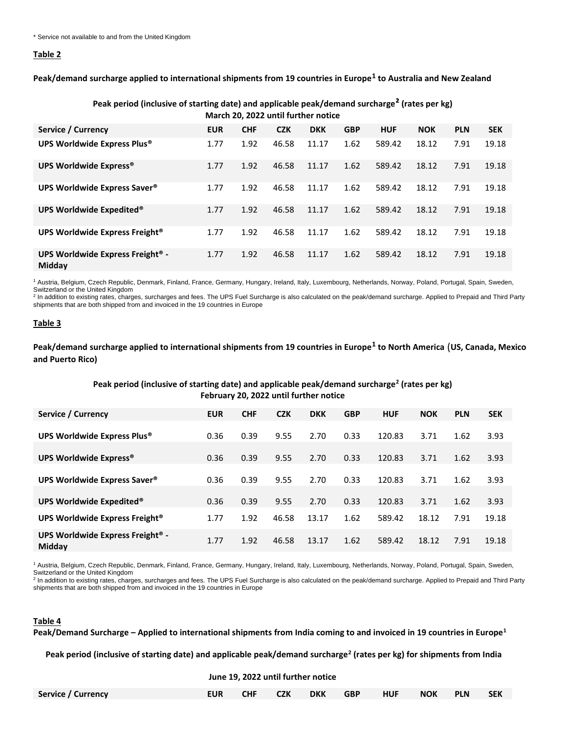* Service not available to and from the United Kingdom

**Table 2**

**Peak/demand surcharge applied to international shipments from 19 countries in Europe[1] to Australia and New Zealand**

**Peak period (inclusive of starting date) and applicable peak/demand surcharge[2] (rates per kg)**
**March 20, 2022 until further notice**

| Service / Currency | EUR | CHF | CZK | DKK | GBP | HUF | NOK | PLN | SEK |
|---|---|---|---|---|---|---|---|---|---|
| UPS Worldwide Express Plus® | 1.77 | 1.92 | 46.58 | 11.17 | 1.62 | 589.42 | 18.12 | 7.91 | 19.18 |
| UPS Worldwide Express® | 1.77 | 1.92 | 46.58 | 11.17 | 1.62 | 589.42 | 18.12 | 7.91 | 19.18 |
| UPS Worldwide Express Saver® | 1.77 | 1.92 | 46.58 | 11.17 | 1.62 | 589.42 | 18.12 | 7.91 | 19.18 |
| UPS Worldwide Expedited® | 1.77 | 1.92 | 46.58 | 11.17 | 1.62 | 589.42 | 18.12 | 7.91 | 19.18 |
| UPS Worldwide Express Freight® | 1.77 | 1.92 | 46.58 | 11.17 | 1.62 | 589.42 | 18.12 | 7.91 | 19.18 |
| UPS Worldwide Express Freight® - Midday | 1.77 | 1.92 | 46.58 | 11.17 | 1.62 | 589.42 | 18.12 | 7.91 | 19.18 |

[1] Austria, Belgium, Czech Republic, Denmark, Finland, France, Germany, Hungary, Ireland, Italy, Luxembourg, Netherlands, Norway, Poland, Portugal, Spain, Sweden, Switzerland or the United Kingdom
[2] In addition to existing rates, charges, surcharges and fees. The UPS Fuel Surcharge is also calculated on the peak/demand surcharge. Applied to Prepaid and Third Party shipments that are both shipped from and invoiced in the 19 countries in Europe

**Table 3**

**Peak/demand surcharge applied to international shipments from 19 countries in Europe[1] to North America (US, Canada, Mexico and Puerto Rico)**

**Peak period (inclusive of starting date) and applicable peak/demand surcharge[2] (rates per kg)**
**February 20, 2022 until further notice**

| Service / Currency | EUR | CHF | CZK | DKK | GBP | HUF | NOK | PLN | SEK |
|---|---|---|---|---|---|---|---|---|---|
| UPS Worldwide Express Plus® | 0.36 | 0.39 | 9.55 | 2.70 | 0.33 | 120.83 | 3.71 | 1.62 | 3.93 |
| UPS Worldwide Express® | 0.36 | 0.39 | 9.55 | 2.70 | 0.33 | 120.83 | 3.71 | 1.62 | 3.93 |
| UPS Worldwide Express Saver® | 0.36 | 0.39 | 9.55 | 2.70 | 0.33 | 120.83 | 3.71 | 1.62 | 3.93 |
| UPS Worldwide Expedited® | 0.36 | 0.39 | 9.55 | 2.70 | 0.33 | 120.83 | 3.71 | 1.62 | 3.93 |
| UPS Worldwide Express Freight® | 1.77 | 1.92 | 46.58 | 13.17 | 1.62 | 589.42 | 18.12 | 7.91 | 19.18 |
| UPS Worldwide Express Freight® - Midday | 1.77 | 1.92 | 46.58 | 13.17 | 1.62 | 589.42 | 18.12 | 7.91 | 19.18 |

[1] Austria, Belgium, Czech Republic, Denmark, Finland, France, Germany, Hungary, Ireland, Italy, Luxembourg, Netherlands, Norway, Poland, Portugal, Spain, Sweden, Switzerland or the United Kingdom
[2] In addition to existing rates, charges, surcharges and fees. The UPS Fuel Surcharge is also calculated on the peak/demand surcharge. Applied to Prepaid and Third Party shipments that are both shipped from and invoiced in the 19 countries in Europe

**Table 4**

**Peak/Demand Surcharge – Applied to international shipments from India coming to and invoiced in 19 countries in Europe[1]**

**Peak period (inclusive of starting date) and applicable peak/demand surcharge[2] (rates per kg) for shipments from India**

**June 19, 2022 until further notice**

| Service / Currency | EUR | CHF | CZK | DKK | GBP | HUF | NOK | PLN | SEK |
|---|---|---|---|---|---|---|---|---|---|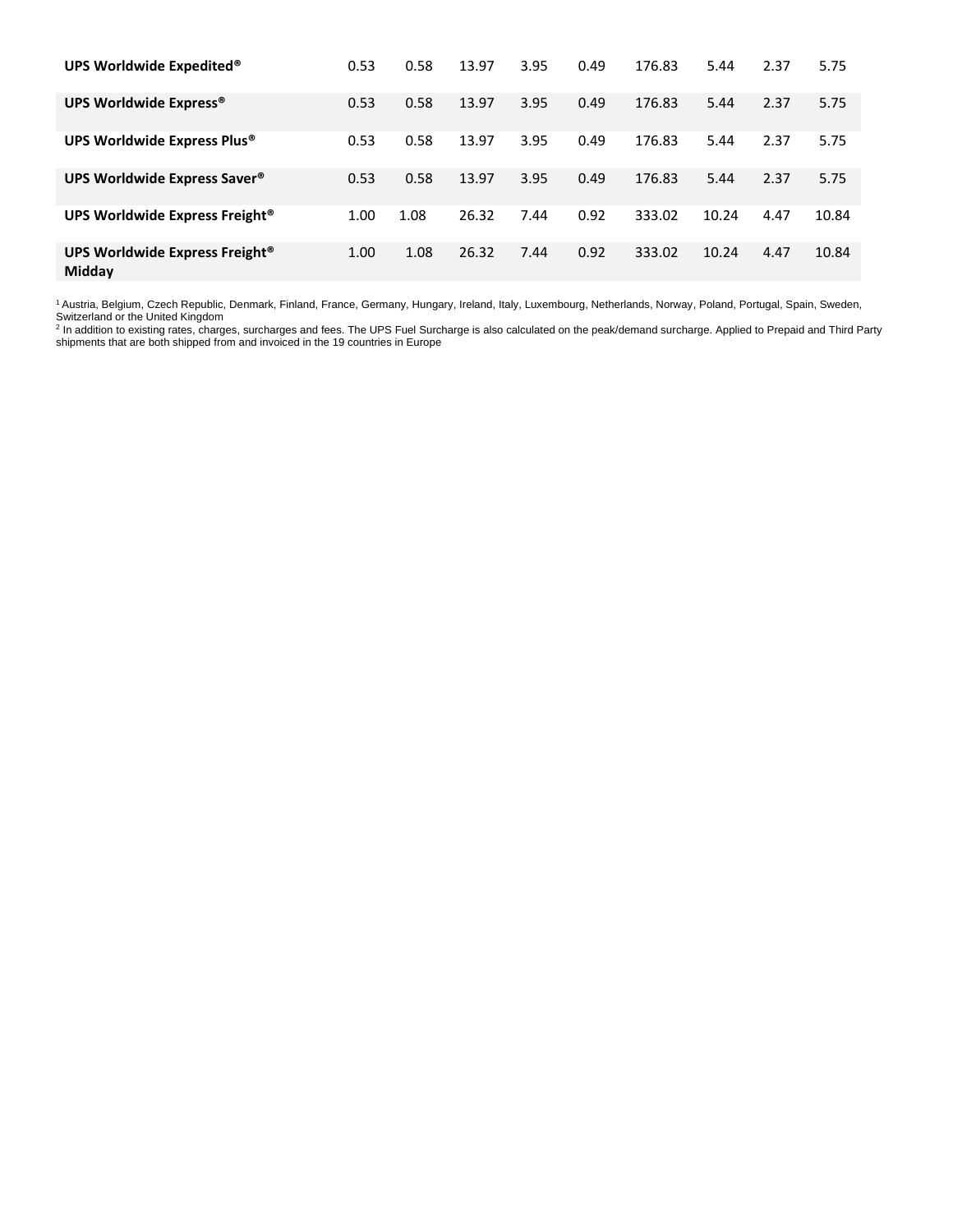| | | | | | | | | | |
|---|---|---|---|---|---|---|---|---|---|
| **UPS Worldwide Expedited®** | 0.53 | 0.58 | 13.97 | 3.95 | 0.49 | 176.83 | 5.44 | 2.37 | 5.75 |
| **UPS Worldwide Express®** | 0.53 | 0.58 | 13.97 | 3.95 | 0.49 | 176.83 | 5.44 | 2.37 | 5.75 |
| **UPS Worldwide Express Plus®** | 0.53 | 0.58 | 13.97 | 3.95 | 0.49 | 176.83 | 5.44 | 2.37 | 5.75 |
| **UPS Worldwide Express Saver®** | 0.53 | 0.58 | 13.97 | 3.95 | 0.49 | 176.83 | 5.44 | 2.37 | 5.75 |
| **UPS Worldwide Express Freight®** | 1.00 | 1.08 | 26.32 | 7.44 | 0.92 | 333.02 | 10.24 | 4.47 | 10.84 |
| **UPS Worldwide Express Freight® Midday** | 1.00 | 1.08 | 26.32 | 7.44 | 0.92 | 333.02 | 10.24 | 4.47 | 10.84 |

[1] Austria, Belgium, Czech Republic, Denmark, Finland, France, Germany, Hungary, Ireland, Italy, Luxembourg, Netherlands, Norway, Poland, Portugal, Spain, Sweden, Switzerland or the United Kingdom

[2] In addition to existing rates, charges, surcharges and fees. The UPS Fuel Surcharge is also calculated on the peak/demand surcharge. Applied to Prepaid and Third Party shipments that are both shipped from and invoiced in the 19 countries in Europe